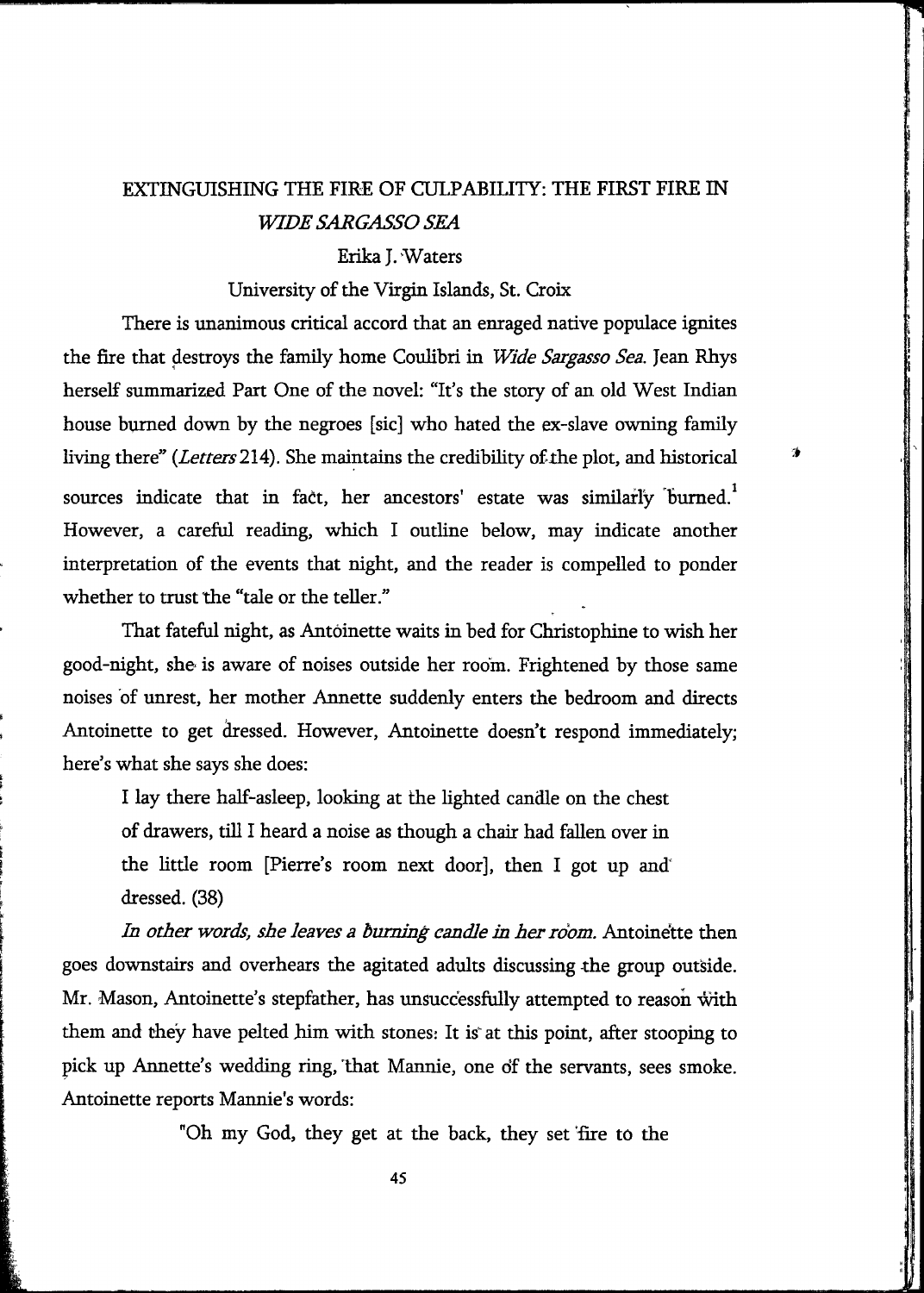# EXTINGUISHING THE FIRE OF CULPABILITY: THE FIRST FIRE IN *WIDE SARGASSO SEA*

Erika J. Waters

University of the Virgin Islands, St. Croix

There is unanimous critical accord that an enraged native populace ignites the fire that destroys the family home Coulibri in *Wide Sargasso Sea*. Jean Rhys herself summarized Part One of the novel: "It's the story of an old West Indian house burned down by the negroes [sic] who hated the ex-slave owning family living there" (*Letters* 214). She maintains the credibility of the plot, and historical sources indicate that in fact, her ancestors' estate was similarly burned.[1] However, a careful reading, which I outline below, may indicate another interpretation of the events that night, and the reader is compelled to ponder whether to trust the "tale or the teller."

That fateful night, as Antoinette waits in bed for Christophine to wish her good-night, she is aware of noises outside her room. Frightened by those same noises of unrest, her mother Annette suddenly enters the bedroom and directs Antoinette to get dressed. However, Antoinette doesn't respond immediately; here's what she says she does:

> I lay there half-asleep, looking at the lighted candle on the chest of drawers, till I heard a noise as though a chair had fallen over in the little room [Pierre's room next door], then I got up and dressed. (38)

*In other words, she leaves a burning candle in her room.* Antoinette then goes downstairs and overhears the agitated adults discussing the group outside. Mr. Mason, Antoinette's stepfather, has unsuccessfully attempted to reason with them and they have pelted him with stones. It is at this point, after stooping to pick up Annette's wedding ring, that Mannie, one of the servants, sees smoke. Antoinette reports Mannie's words:

> "Oh my God, they get at the back, they set fire to the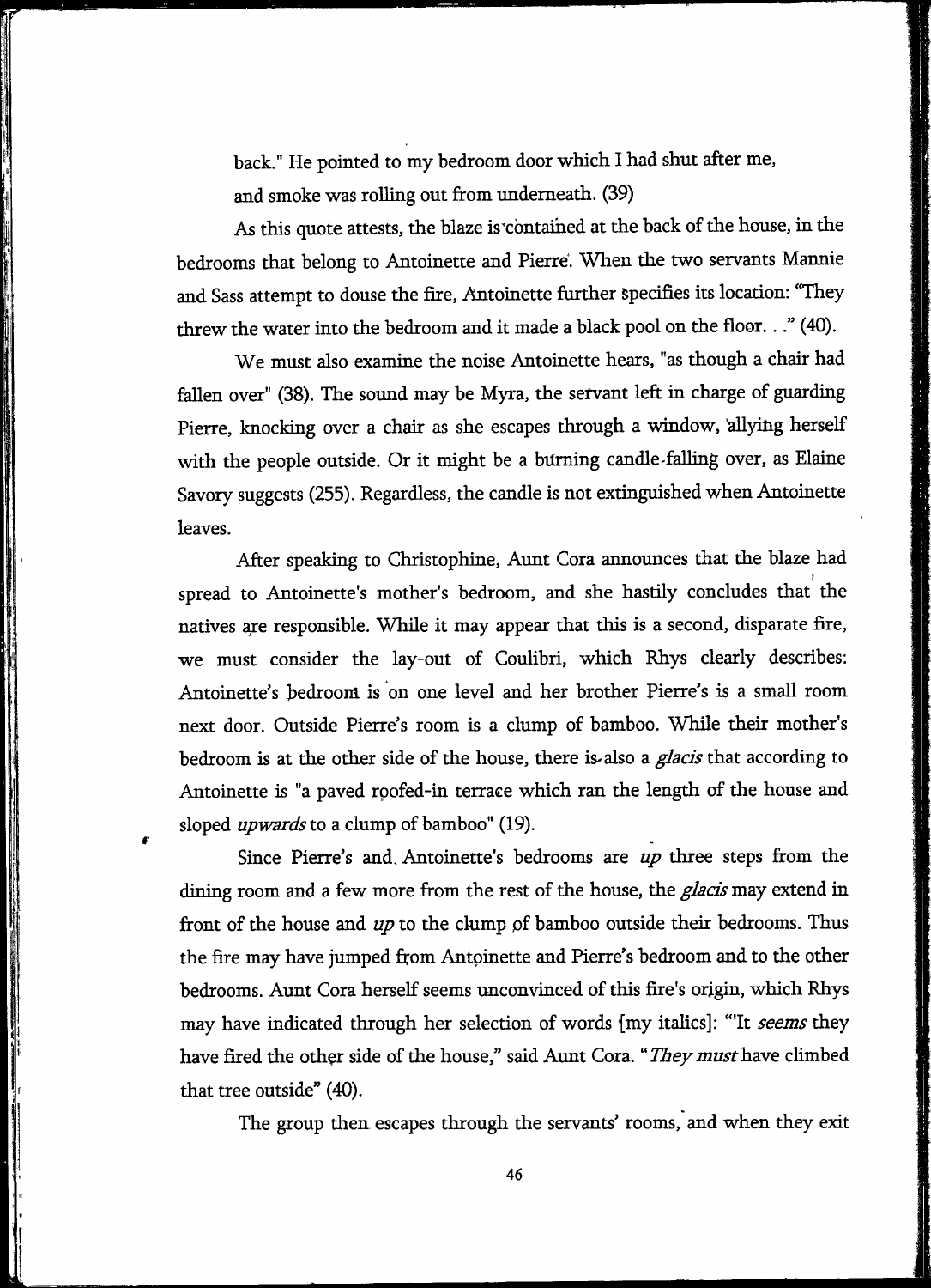back." He pointed to my bedroom door which I had shut after me, and smoke was rolling out from underneath. (39)

As this quote attests, the blaze is contained at the back of the house, in the bedrooms that belong to Antoinette and Pierre. When the two servants Mannie and Sass attempt to douse the fire, Antoinette further specifies its location: "They threw the water into the bedroom and it made a black pool on the floor. . ." (40).

We must also examine the noise Antoinette hears, "as though a chair had fallen over" (38). The sound may be Myra, the servant left in charge of guarding Pierre, knocking over a chair as she escapes through a window, allying herself with the people outside. Or it might be a burning candle falling over, as Elaine Savory suggests (255). Regardless, the candle is not extinguished when Antoinette leaves.

After speaking to Christophine, Aunt Cora announces that the blaze had spread to Antoinette's mother's bedroom, and she hastily concludes that the natives are responsible. While it may appear that this is a second, disparate fire, we must consider the lay-out of Coulibri, which Rhys clearly describes: Antoinette's bedroom is on one level and her brother Pierre's is a small room next door. Outside Pierre's room is a clump of bamboo. While their mother's bedroom is at the other side of the house, there is also a *glacis* that according to Antoinette is "a paved roofed-in terrace which ran the length of the house and sloped *upwards* to a clump of bamboo" (19).

Since Pierre's and Antoinette's bedrooms are *up* three steps from the dining room and a few more from the rest of the house, the *glacis* may extend in front of the house and *up* to the clump of bamboo outside their bedrooms. Thus the fire may have jumped from Antoinette and Pierre's bedroom and to the other bedrooms. Aunt Cora herself seems unconvinced of this fire's origin, which Rhys may have indicated through her selection of words [my italics]: "'It *seems* they have fired the other side of the house," said Aunt Cora. "*They must* have climbed that tree outside" (40).

The group then escapes through the servants' rooms, and when they exit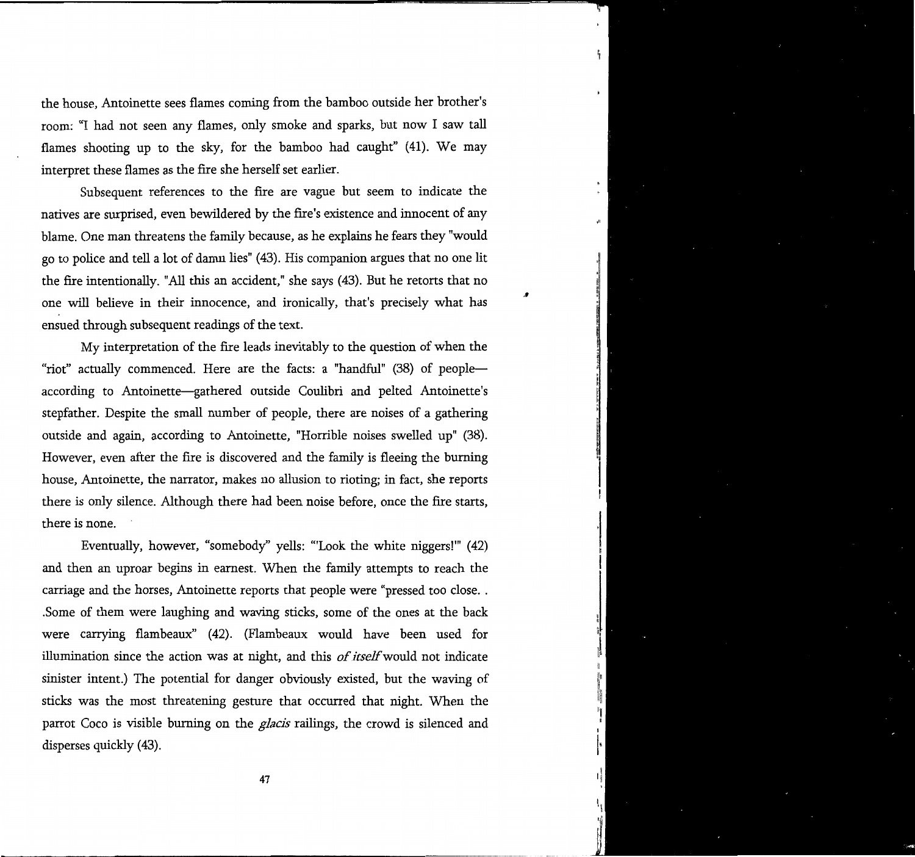the house, Antoinette sees flames coming from the bamboo outside her brother's room: "I had not seen any flames, only smoke and sparks, but now I saw tall flames shooting up to the sky, for the bamboo had caught" (41). We may interpret these flames as the fire she herself set earlier.

Subsequent references to the fire are vague but seem to indicate the natives are surprised, even bewildered by the fire's existence and innocent of any blame. One man threatens the family because, as he explains he fears they "would go to police and tell a lot of damn lies" (43). His companion argues that no one lit the fire intentionally. "All this an accident," she says (43). But he retorts that no one will believe in their innocence, and ironically, that's precisely what has ensued through subsequent readings of the text.

My interpretation of the fire leads inevitably to the question of when the "riot" actually commenced. Here are the facts: a "handful" (38) of people—according to Antoinette—gathered outside Coulibri and pelted Antoinette's stepfather. Despite the small number of people, there are noises of a gathering outside and again, according to Antoinette, "Horrible noises swelled up" (38). However, even after the fire is discovered and the family is fleeing the burning house, Antoinette, the narrator, makes no allusion to rioting; in fact, she reports there is only silence. Although there had been noise before, once the fire starts, there is none.

Eventually, however, "somebody" yells: "'Look the white niggers!'" (42) and then an uproar begins in earnest. When the family attempts to reach the carriage and the horses, Antoinette reports that people were "pressed too close. . .Some of them were laughing and waving sticks, some of the ones at the back were carrying flambeaux" (42). (Flambeaux would have been used for illumination since the action was at night, and this *of itself* would not indicate sinister intent.) The potential for danger obviously existed, but the waving of sticks was the most threatening gesture that occurred that night. When the parrot Coco is visible burning on the *glacis* railings, the crowd is silenced and disperses quickly (43).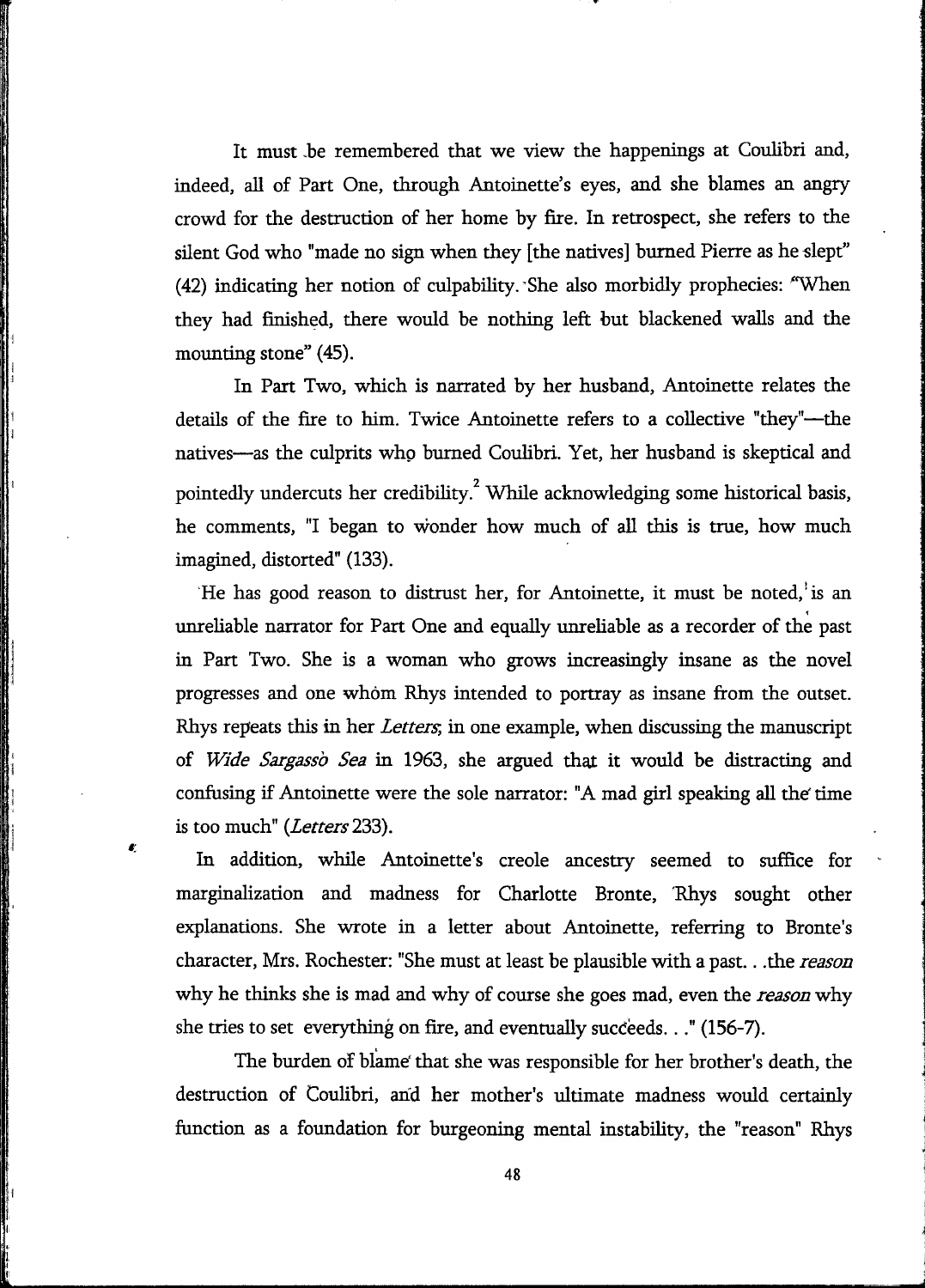It must be remembered that we view the happenings at Coulibri and, indeed, all of Part One, through Antoinette's eyes, and she blames an angry crowd for the destruction of her home by fire. In retrospect, she refers to the silent God who "made no sign when they [the natives] burned Pierre as he slept" (42) indicating her notion of culpability. She also morbidly prophecies: "When they had finished, there would be nothing left but blackened walls and the mounting stone" (45).

In Part Two, which is narrated by her husband, Antoinette relates the details of the fire to him. Twice Antoinette refers to a collective "they"—the natives—as the culprits who burned Coulibri. Yet, her husband is skeptical and pointedly undercuts her credibility.[2] While acknowledging some historical basis, he comments, "I began to wonder how much of all this is true, how much imagined, distorted" (133).

He has good reason to distrust her, for Antoinette, it must be noted, is an unreliable narrator for Part One and equally unreliable as a recorder of the past in Part Two. She is a woman who grows increasingly insane as the novel progresses and one whom Rhys intended to portray as insane from the outset. Rhys repeats this in her *Letters*; in one example, when discussing the manuscript of *Wide Sargasso Sea* in 1963, she argued that it would be distracting and confusing if Antoinette were the sole narrator: "A mad girl speaking all the time is too much" (*Letters* 233).

In addition, while Antoinette's creole ancestry seemed to suffice for marginalization and madness for Charlotte Bronte, Rhys sought other explanations. She wrote in a letter about Antoinette, referring to Bronte's character, Mrs. Rochester: "She must at least be plausible with a past. . .the *reason* why he thinks she is mad and why of course she goes mad, even the *reason* why she tries to set everything on fire, and eventually succeeds. . ." (156-7).

The burden of blame that she was responsible for her brother's death, the destruction of Coulibri, and her mother's ultimate madness would certainly function as a foundation for burgeoning mental instability, the "reason" Rhys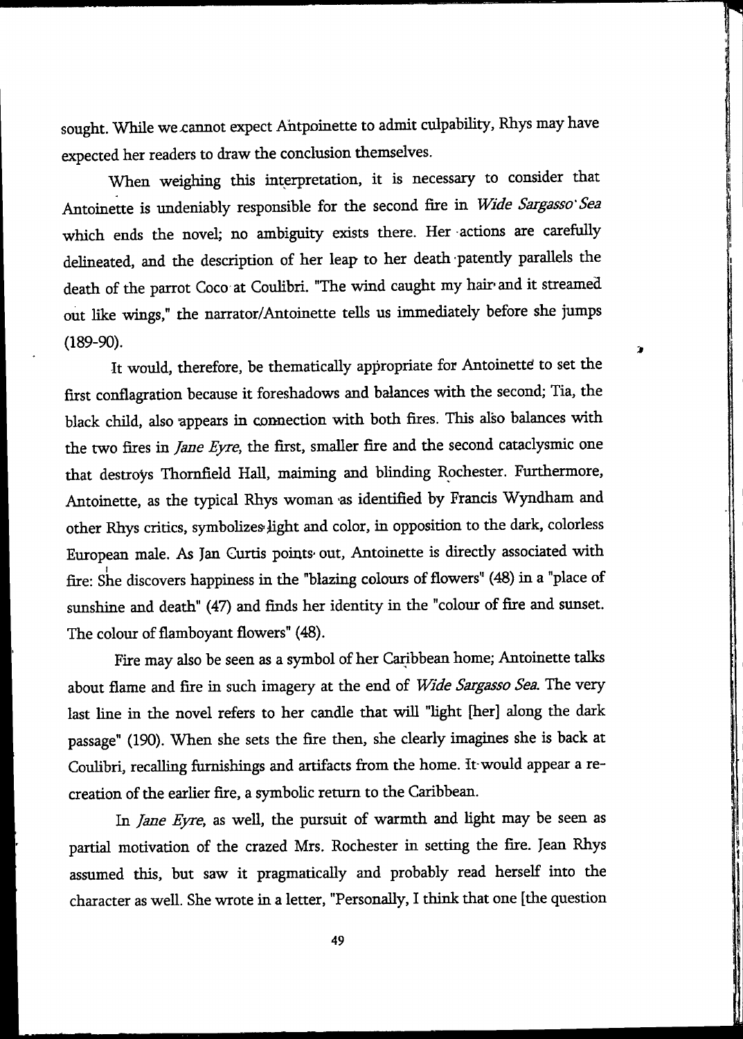sought. While we cannot expect Antpoinette to admit culpability, Rhys may have expected her readers to draw the conclusion themselves.

When weighing this interpretation, it is necessary to consider that Antoinette is undeniably responsible for the second fire in *Wide Sargasso Sea* which ends the novel; no ambiguity exists there. Her actions are carefully delineated, and the description of her leap to her death patently parallels the death of the parrot Coco at Coulibri. "The wind caught my hair and it streamed out like wings," the narrator/Antoinette tells us immediately before she jumps (189-90).

It would, therefore, be thematically appropriate for Antoinette to set the first conflagration because it foreshadows and balances with the second; Tia, the black child, also appears in connection with both fires. This also balances with the two fires in *Jane Eyre*, the first, smaller fire and the second cataclysmic one that destroys Thornfield Hall, maiming and blinding Rochester. Furthermore, Antoinette, as the typical Rhys woman as identified by Francis Wyndham and other Rhys critics, symbolizes light and color, in opposition to the dark, colorless European male. As Jan Curtis points out, Antoinette is directly associated with fire: She discovers happiness in the "blazing colours of flowers" (48) in a "place of sunshine and death" (47) and finds her identity in the "colour of fire and sunset. The colour of flamboyant flowers" (48).

Fire may also be seen as a symbol of her Caribbean home; Antoinette talks about flame and fire in such imagery at the end of *Wide Sargasso Sea*. The very last line in the novel refers to her candle that will "light [her] along the dark passage" (190). When she sets the fire then, she clearly imagines she is back at Coulibri, recalling furnishings and artifacts from the home. It would appear a re-creation of the earlier fire, a symbolic return to the Caribbean.

In *Jane Eyre*, as well, the pursuit of warmth and light may be seen as partial motivation of the crazed Mrs. Rochester in setting the fire. Jean Rhys assumed this, but saw it pragmatically and probably read herself into the character as well. She wrote in a letter, "Personally, I think that one [the question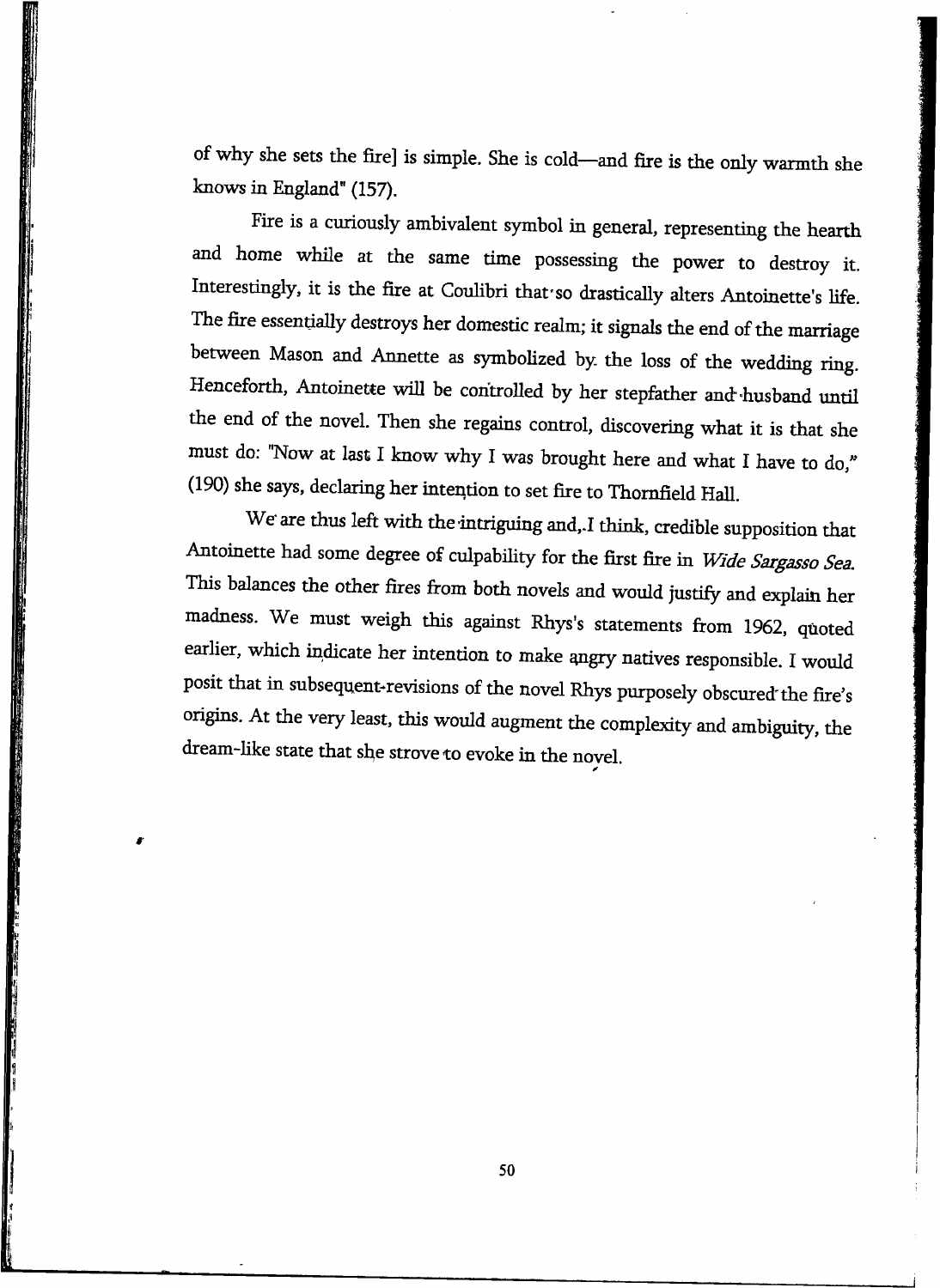of why she sets the fire] is simple. She is cold—and fire is the only warmth she knows in England" (157).

Fire is a curiously ambivalent symbol in general, representing the hearth and home while at the same time possessing the power to destroy it. Interestingly, it is the fire at Coulibri that so drastically alters Antoinette's life. The fire essentially destroys her domestic realm; it signals the end of the marriage between Mason and Annette as symbolized by the loss of the wedding ring. Henceforth, Antoinette will be controlled by her stepfather and husband until the end of the novel. Then she regains control, discovering what it is that she must do: "Now at last I know why I was brought here and what I have to do," (190) she says, declaring her intention to set fire to Thornfield Hall.

We are thus left with the intriguing and, I think, credible supposition that Antoinette had some degree of culpability for the first fire in *Wide Sargasso Sea.* This balances the other fires from both novels and would justify and explain her madness. We must weigh this against Rhys's statements from 1962, quoted earlier, which indicate her intention to make angry natives responsible. I would posit that in subsequent revisions of the novel Rhys purposely obscured the fire's origins. At the very least, this would augment the complexity and ambiguity, the dream-like state that she strove to evoke in the novel.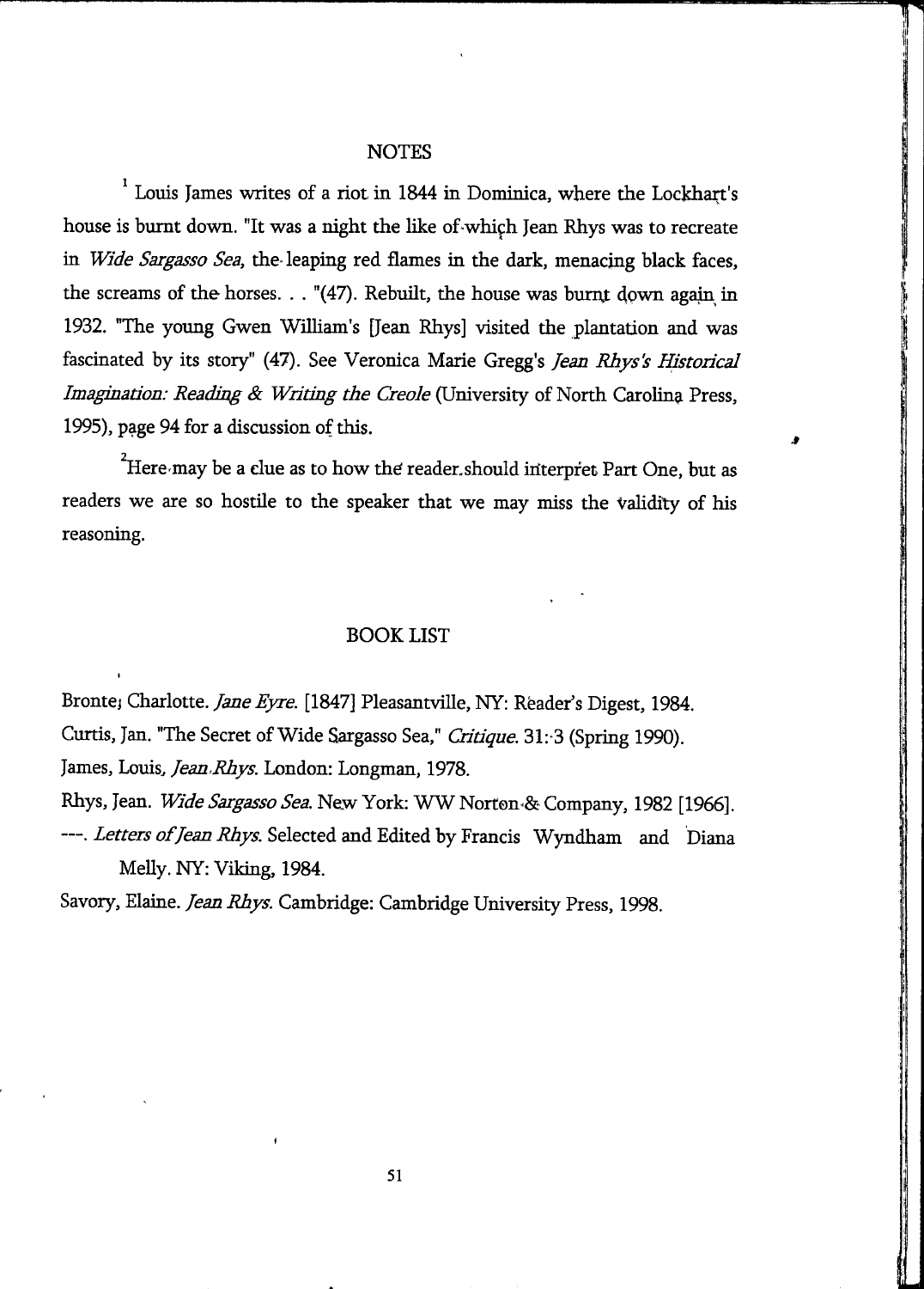## NOTES

[1] Louis James writes of a riot in 1844 in Dominica, where the Lockhart's house is burnt down. "It was a night the like of which Jean Rhys was to recreate in *Wide Sargasso Sea*, the leaping red flames in the dark, menacing black faces, the screams of the horses. . . "(47). Rebuilt, the house was burnt down again in 1932. "The young Gwen William's [Jean Rhys] visited the plantation and was fascinated by its story" (47). See Veronica Marie Gregg's *Jean Rhys's Historical Imagination: Reading & Writing the Creole* (University of North Carolina Press, 1995), page 94 for a discussion of this.

[2] Here may be a clue as to how the reader should interpret Part One, but as readers we are so hostile to the speaker that we may miss the validity of his reasoning.

## BOOK LIST

Bronte, Charlotte. *Jane Eyre.* [1847] Pleasantville, NY: Reader's Digest, 1984.

Curtis, Jan. "The Secret of Wide Sargasso Sea," *Critique.* 31:3 (Spring 1990).

James, Louis, *Jean Rhys.* London: Longman, 1978.

Rhys, Jean. *Wide Sargasso Sea.* New York: WW Norton & Company, 1982 [1966].

---. *Letters of Jean Rhys.* Selected and Edited by Francis Wyndham and Diana Melly. NY: Viking, 1984.

Savory, Elaine. *Jean Rhys.* Cambridge: Cambridge University Press, 1998.